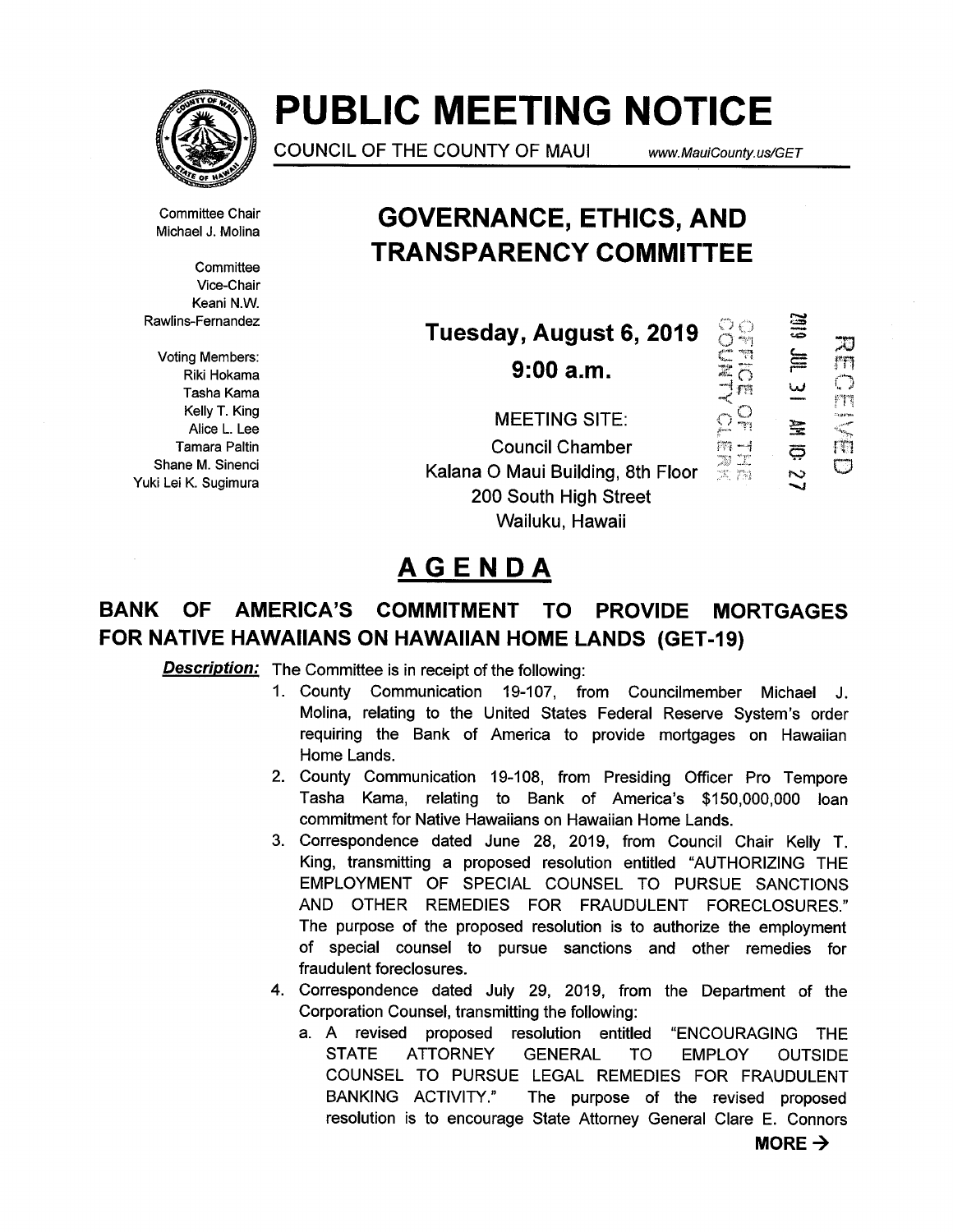# PUBLIC MEETING NOTICE

COUNCIL OF THE COUNTY OF MAUI www.MauiCounty.us/GET

Committee Chair
Michael J. Molina

Committee Vice-Chair
Keani N.W. Rawlins-Fernandez

Voting Members:
Riki Hokama
Tasha Kama
Kelly T. King
Alice L. Lee
Tamara Paltin
Shane M. Sinenci
Yuki Lei K. Sugimura

## GOVERNANCE, ETHICS, AND TRANSPARENCY COMMITTEE

**Tuesday, August 6, 2019**

**9:00 a.m.**

MEETING SITE:
Council Chamber
Kalana O Maui Building, 8th Floor
200 South High Street
Wailuku, Hawaii

OFFICE OF THE COUNTY CLERK
2019 JUL 31 AM 10: 27
RECEIVED

## AGENDA

### BANK OF AMERICA'S COMMITMENT TO PROVIDE MORTGAGES FOR NATIVE HAWAIIANS ON HAWAIIAN HOME LANDS (GET-19)

***Description:*** The Committee is in receipt of the following:

1. County Communication 19-107, from Councilmember Michael J. Molina, relating to the United States Federal Reserve System's order requiring the Bank of America to provide mortgages on Hawaiian Home Lands.
2. County Communication 19-108, from Presiding Officer Pro Tempore Tasha Kama, relating to Bank of America's $150,000,000 loan commitment for Native Hawaiians on Hawaiian Home Lands.
3. Correspondence dated June 28, 2019, from Council Chair Kelly T. King, transmitting a proposed resolution entitled "AUTHORIZING THE EMPLOYMENT OF SPECIAL COUNSEL TO PURSUE SANCTIONS AND OTHER REMEDIES FOR FRAUDULENT FORECLOSURES." The purpose of the proposed resolution is to authorize the employment of special counsel to pursue sanctions and other remedies for fraudulent foreclosures.
4. Correspondence dated July 29, 2019, from the Department of the Corporation Counsel, transmitting the following:
   a. A revised proposed resolution entitled "ENCOURAGING THE STATE ATTORNEY GENERAL TO EMPLOY OUTSIDE COUNSEL TO PURSUE LEGAL REMEDIES FOR FRAUDULENT BANKING ACTIVITY." The purpose of the revised proposed resolution is to encourage State Attorney General Clare E. Connors

**MORE →**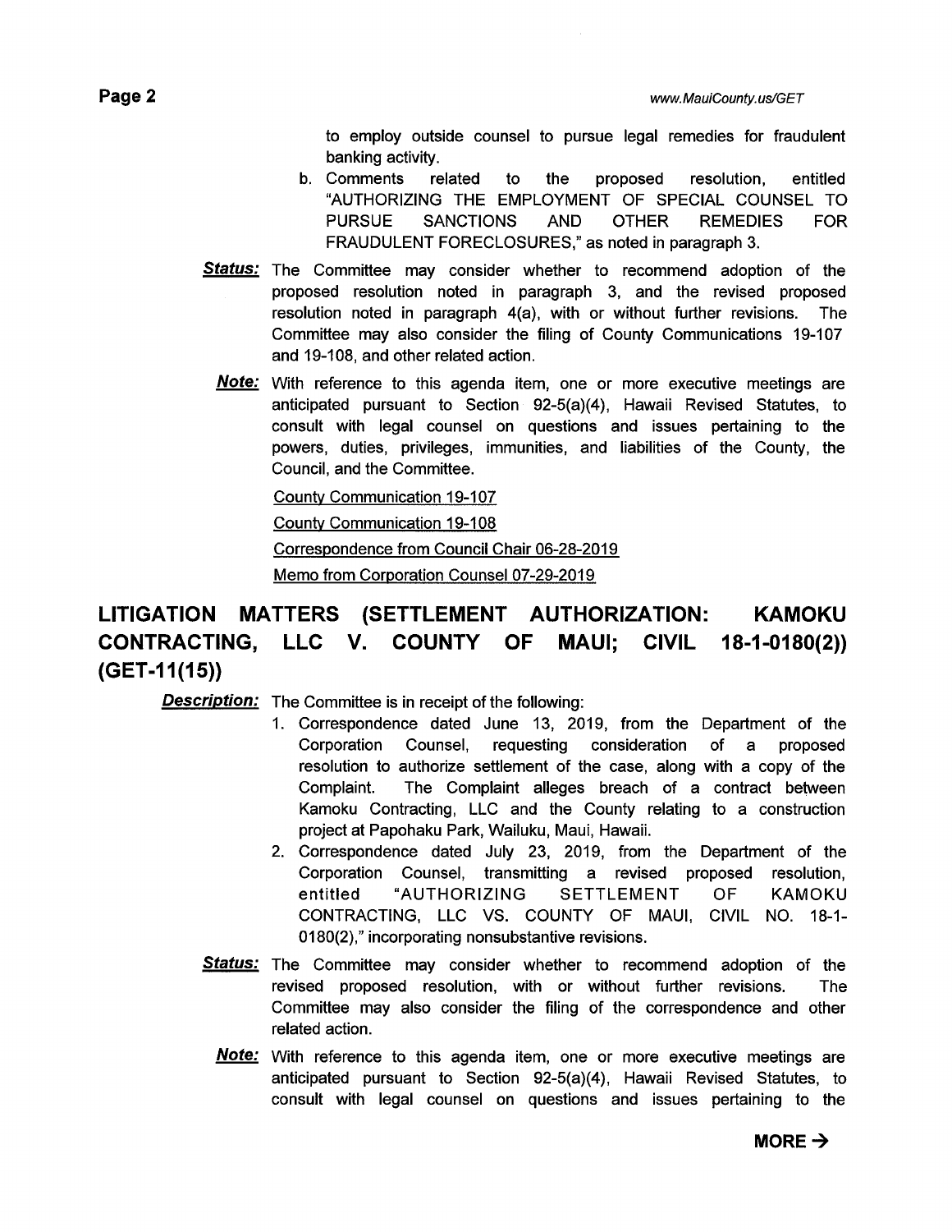to employ outside counsel to pursue legal remedies for fraudulent banking activity.

b. Comments related to the proposed resolution, entitled "AUTHORIZING THE EMPLOYMENT OF SPECIAL COUNSEL TO PURSUE SANCTIONS AND OTHER REMEDIES FOR FRAUDULENT FORECLOSURES," as noted in paragraph 3.

***Status:*** The Committee may consider whether to recommend adoption of the proposed resolution noted in paragraph 3, and the revised proposed resolution noted in paragraph 4(a), with or without further revisions. The Committee may also consider the filing of County Communications 19-107 and 19-108, and other related action.

***Note:*** With reference to this agenda item, one or more executive meetings are anticipated pursuant to Section 92-5(a)(4), Hawaii Revised Statutes, to consult with legal counsel on questions and issues pertaining to the powers, duties, privileges, immunities, and liabilities of the County, the Council, and the Committee.

County Communication 19-107

County Communication 19-108

Correspondence from Council Chair 06-28-2019

Memo from Corporation Counsel 07-29-2019

## LITIGATION MATTERS (SETTLEMENT AUTHORIZATION: KAMOKU CONTRACTING, LLC V. COUNTY OF MAUI; CIVIL 18-1-0180(2)) (GET-11(15))

***Description:*** The Committee is in receipt of the following:

1. Correspondence dated June 13, 2019, from the Department of the Corporation Counsel, requesting consideration of a proposed resolution to authorize settlement of the case, along with a copy of the Complaint. The Complaint alleges breach of a contract between Kamoku Contracting, LLC and the County relating to a construction project at Papohaku Park, Wailuku, Maui, Hawaii.
2. Correspondence dated July 23, 2019, from the Department of the Corporation Counsel, transmitting a revised proposed resolution, entitled "AUTHORIZING SETTLEMENT OF KAMOKU CONTRACTING, LLC VS. COUNTY OF MAUI, CIVIL NO. 18-1-0180(2)," incorporating nonsubstantive revisions.

***Status:*** The Committee may consider whether to recommend adoption of the revised proposed resolution, with or without further revisions. The Committee may also consider the filing of the correspondence and other related action.

***Note:*** With reference to this agenda item, one or more executive meetings are anticipated pursuant to Section 92-5(a)(4), Hawaii Revised Statutes, to consult with legal counsel on questions and issues pertaining to the

**MORE →**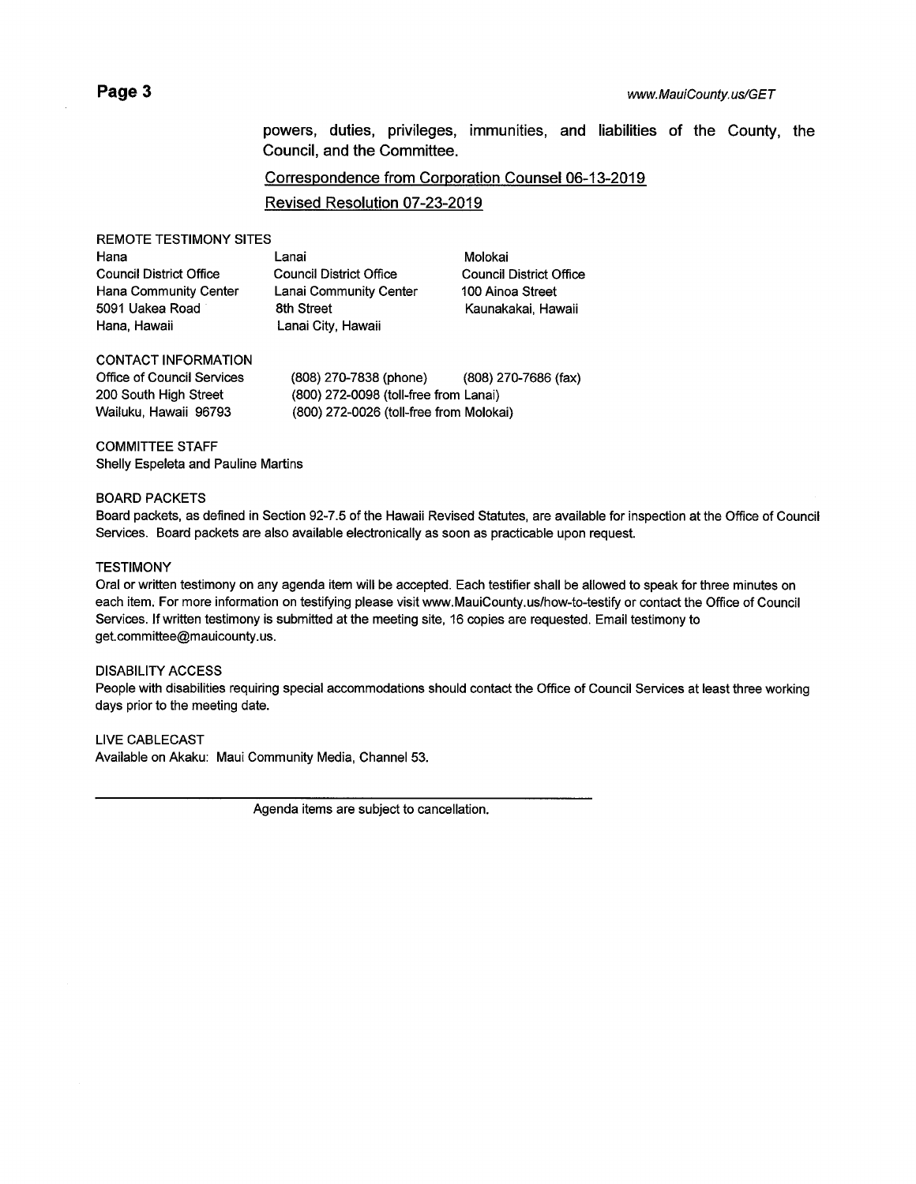powers, duties, privileges, immunities, and liabilities of the County, the Council, and the Committee.

Correspondence from Corporation Counsel 06-13-2019

Revised Resolution 07-23-2019

REMOTE TESTIMONY SITES

| | | |
|---|---|---|
| Hana | Lanai | Molokai |
| Council District Office | Council District Office | Council District Office |
| Hana Community Center | Lanai Community Center | 100 Ainoa Street |
| 5091 Uakea Road | 8th Street | Kaunakakai, Hawaii |
| Hana, Hawaii | Lanai City, Hawaii | |

CONTACT INFORMATION

| | | |
|---|---|---|
| Office of Council Services | (808) 270-7838 (phone) | (808) 270-7686 (fax) |
| 200 South High Street | (800) 272-0098 (toll-free from Lanai) | |
| Wailuku, Hawaii 96793 | (800) 272-0026 (toll-free from Molokai) | |

COMMITTEE STAFF

Shelly Espeleta and Pauline Martins

BOARD PACKETS

Board packets, as defined in Section 92-7.5 of the Hawaii Revised Statutes, are available for inspection at the Office of Council Services. Board packets are also available electronically as soon as practicable upon request.

TESTIMONY

Oral or written testimony on any agenda item will be accepted. Each testifier shall be allowed to speak for three minutes on each item. For more information on testifying please visit www.MauiCounty.us/how-to-testify or contact the Office of Council Services. If written testimony is submitted at the meeting site, 16 copies are requested. Email testimony to get.committee@mauicounty.us.

DISABILITY ACCESS

People with disabilities requiring special accommodations should contact the Office of Council Services at least three working days prior to the meeting date.

LIVE CABLECAST

Available on Akaku: Maui Community Media, Channel 53.

---

Agenda items are subject to cancellation.